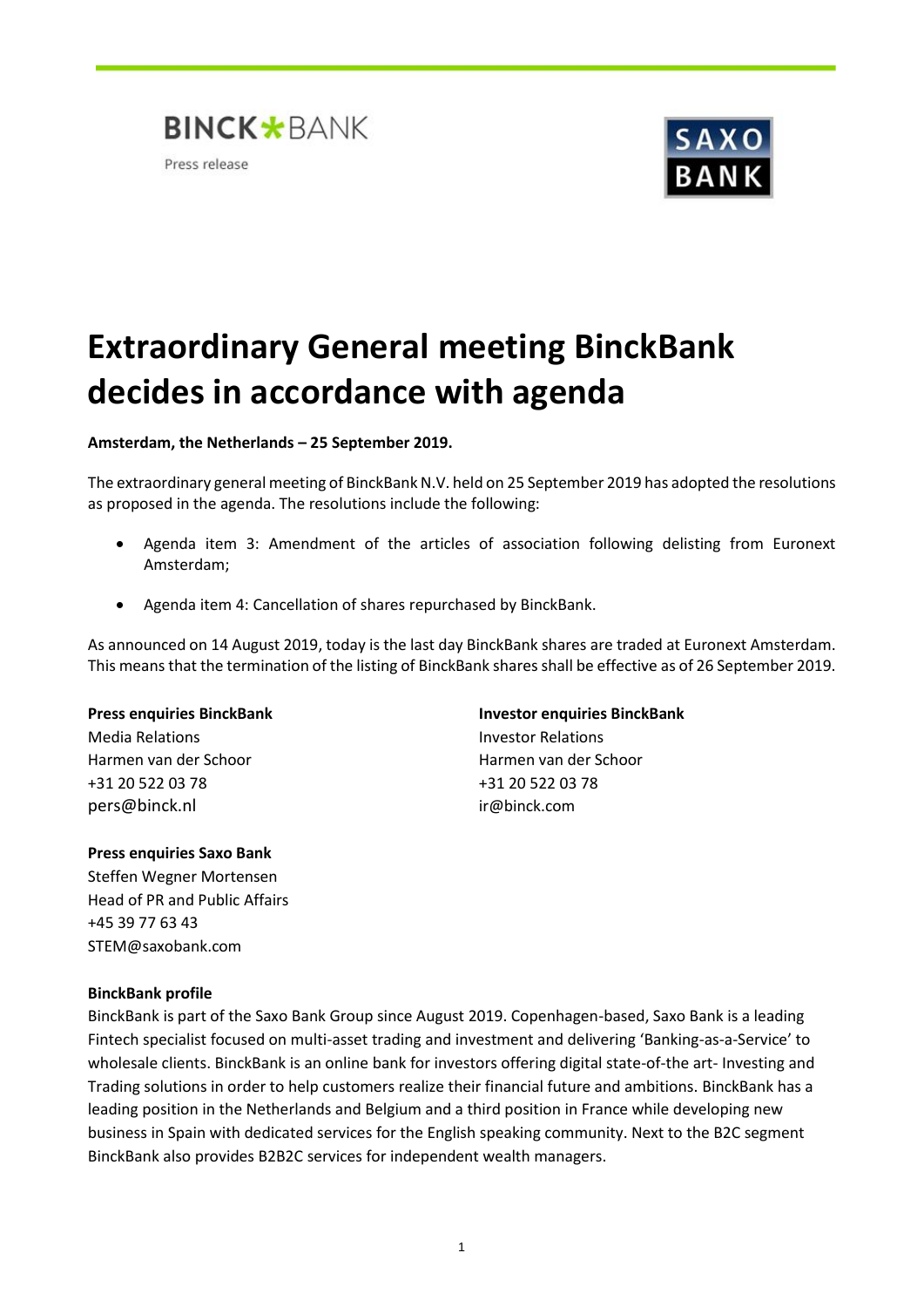BINCK*BANK

Press release

SAXO BANK

# Extraordinary General meeting BinckBank decides in accordance with agenda

**Amsterdam, the Netherlands – 25 September 2019.**

The extraordinary general meeting of BinckBank N.V. held on 25 September 2019 has adopted the resolutions as proposed in the agenda. The resolutions include the following:

- Agenda item 3: Amendment of the articles of association following delisting from Euronext Amsterdam;
- Agenda item 4: Cancellation of shares repurchased by BinckBank.

As announced on 14 August 2019, today is the last day BinckBank shares are traded at Euronext Amsterdam. This means that the termination of the listing of BinckBank shares shall be effective as of 26 September 2019.

**Press enquiries BinckBank**
Media Relations
Harmen van der Schoor
+31 20 522 03 78
pers@binck.nl

**Investor enquiries BinckBank**
Investor Relations
Harmen van der Schoor
+31 20 522 03 78
ir@binck.com

**Press enquiries Saxo Bank**
Steffen Wegner Mortensen
Head of PR and Public Affairs
+45 39 77 63 43
STEM@saxobank.com

**BinckBank profile**
BinckBank is part of the Saxo Bank Group since August 2019. Copenhagen-based, Saxo Bank is a leading Fintech specialist focused on multi-asset trading and investment and delivering 'Banking-as-a-Service' to wholesale clients. BinckBank is an online bank for investors offering digital state-of-the art- Investing and Trading solutions in order to help customers realize their financial future and ambitions. BinckBank has a leading position in the Netherlands and Belgium and a third position in France while developing new business in Spain with dedicated services for the English speaking community. Next to the B2C segment BinckBank also provides B2B2C services for independent wealth managers.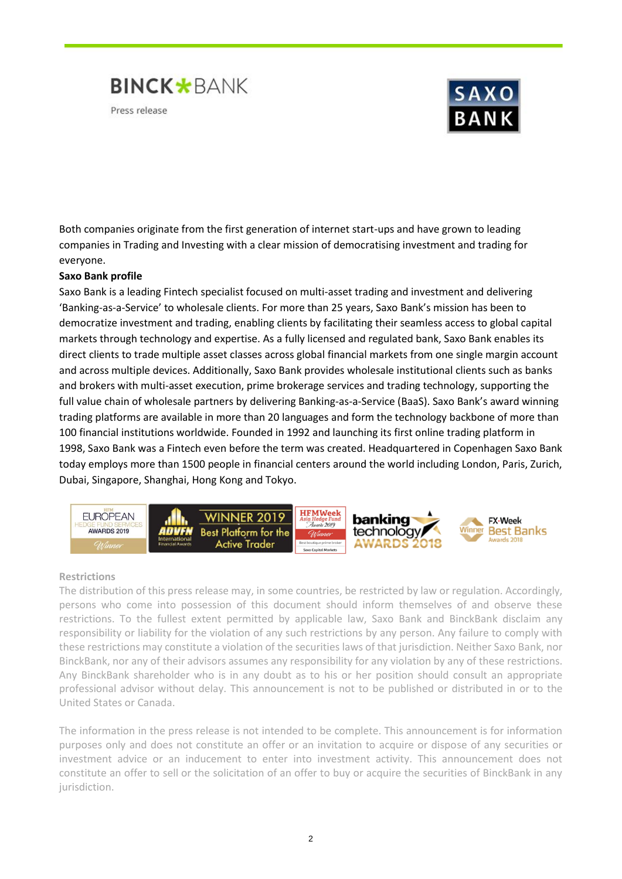Both companies originate from the first generation of internet start-ups and have grown to leading companies in Trading and Investing with a clear mission of democratising investment and trading for everyone.

**Saxo Bank profile**

Saxo Bank is a leading Fintech specialist focused on multi-asset trading and investment and delivering 'Banking-as-a-Service' to wholesale clients. For more than 25 years, Saxo Bank's mission has been to democratize investment and trading, enabling clients by facilitating their seamless access to global capital markets through technology and expertise. As a fully licensed and regulated bank, Saxo Bank enables its direct clients to trade multiple asset classes across global financial markets from one single margin account and across multiple devices. Additionally, Saxo Bank provides wholesale institutional clients such as banks and brokers with multi-asset execution, prime brokerage services and trading technology, supporting the full value chain of wholesale partners by delivering Banking-as-a-Service (BaaS). Saxo Bank's award winning trading platforms are available in more than 20 languages and form the technology backbone of more than 100 financial institutions worldwide. Founded in 1992 and launching its first online trading platform in 1998, Saxo Bank was a Fintech even before the term was created. Headquartered in Copenhagen Saxo Bank today employs more than 1500 people in financial centers around the world including London, Paris, Zurich, Dubai, Singapore, Shanghai, Hong Kong and Tokyo.

**Restrictions**

The distribution of this press release may, in some countries, be restricted by law or regulation. Accordingly, persons who come into possession of this document should inform themselves of and observe these restrictions. To the fullest extent permitted by applicable law, Saxo Bank and BinckBank disclaim any responsibility or liability for the violation of any such restrictions by any person. Any failure to comply with these restrictions may constitute a violation of the securities laws of that jurisdiction. Neither Saxo Bank, nor BinckBank, nor any of their advisors assumes any responsibility for any violation by any of these restrictions. Any BinckBank shareholder who is in any doubt as to his or her position should consult an appropriate professional advisor without delay. This announcement is not to be published or distributed in or to the United States or Canada.

The information in the press release is not intended to be complete. This announcement is for information purposes only and does not constitute an offer or an invitation to acquire or dispose of any securities or investment advice or an inducement to enter into investment activity. This announcement does not constitute an offer to sell or the solicitation of an offer to buy or acquire the securities of BinckBank in any jurisdiction.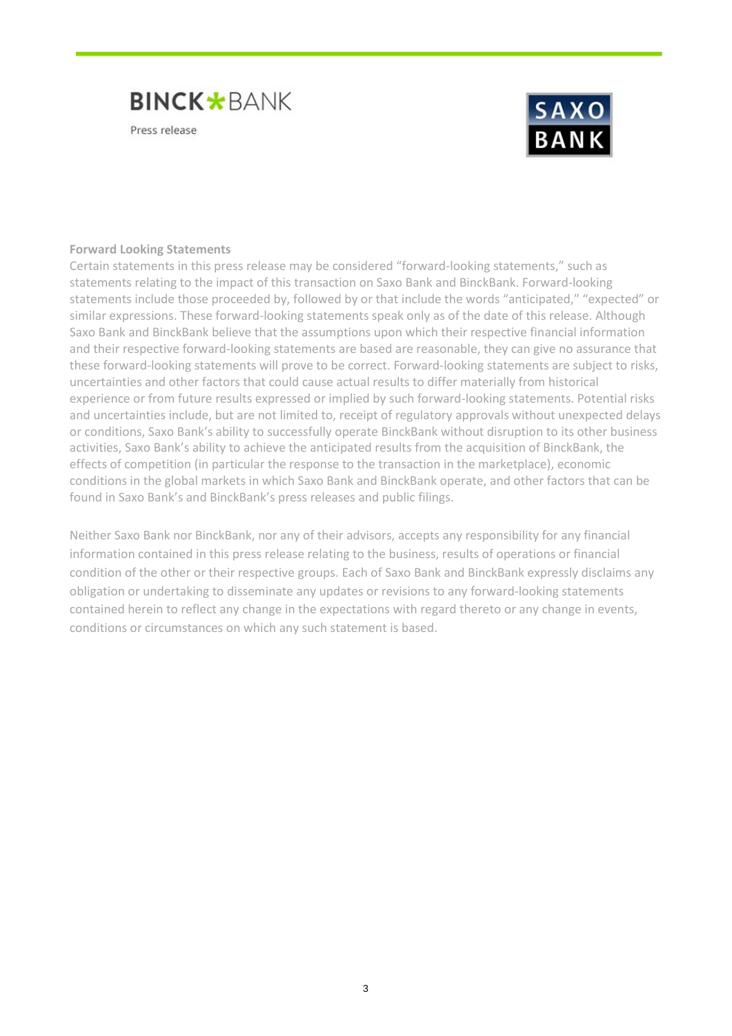**Forward Looking Statements**

Certain statements in this press release may be considered "forward-looking statements," such as statements relating to the impact of this transaction on Saxo Bank and BinckBank. Forward-looking statements include those proceeded by, followed by or that include the words "anticipated," "expected" or similar expressions. These forward-looking statements speak only as of the date of this release. Although Saxo Bank and BinckBank believe that the assumptions upon which their respective financial information and their respective forward-looking statements are based are reasonable, they can give no assurance that these forward-looking statements will prove to be correct. Forward-looking statements are subject to risks, uncertainties and other factors that could cause actual results to differ materially from historical experience or from future results expressed or implied by such forward-looking statements. Potential risks and uncertainties include, but are not limited to, receipt of regulatory approvals without unexpected delays or conditions, Saxo Bank's ability to successfully operate BinckBank without disruption to its other business activities, Saxo Bank's ability to achieve the anticipated results from the acquisition of BinckBank, the effects of competition (in particular the response to the transaction in the marketplace), economic conditions in the global markets in which Saxo Bank and BinckBank operate, and other factors that can be found in Saxo Bank's and BinckBank's press releases and public filings.

Neither Saxo Bank nor BinckBank, nor any of their advisors, accepts any responsibility for any financial information contained in this press release relating to the business, results of operations or financial condition of the other or their respective groups. Each of Saxo Bank and BinckBank expressly disclaims any obligation or undertaking to disseminate any updates or revisions to any forward-looking statements contained herein to reflect any change in the expectations with regard thereto or any change in events, conditions or circumstances on which any such statement is based.